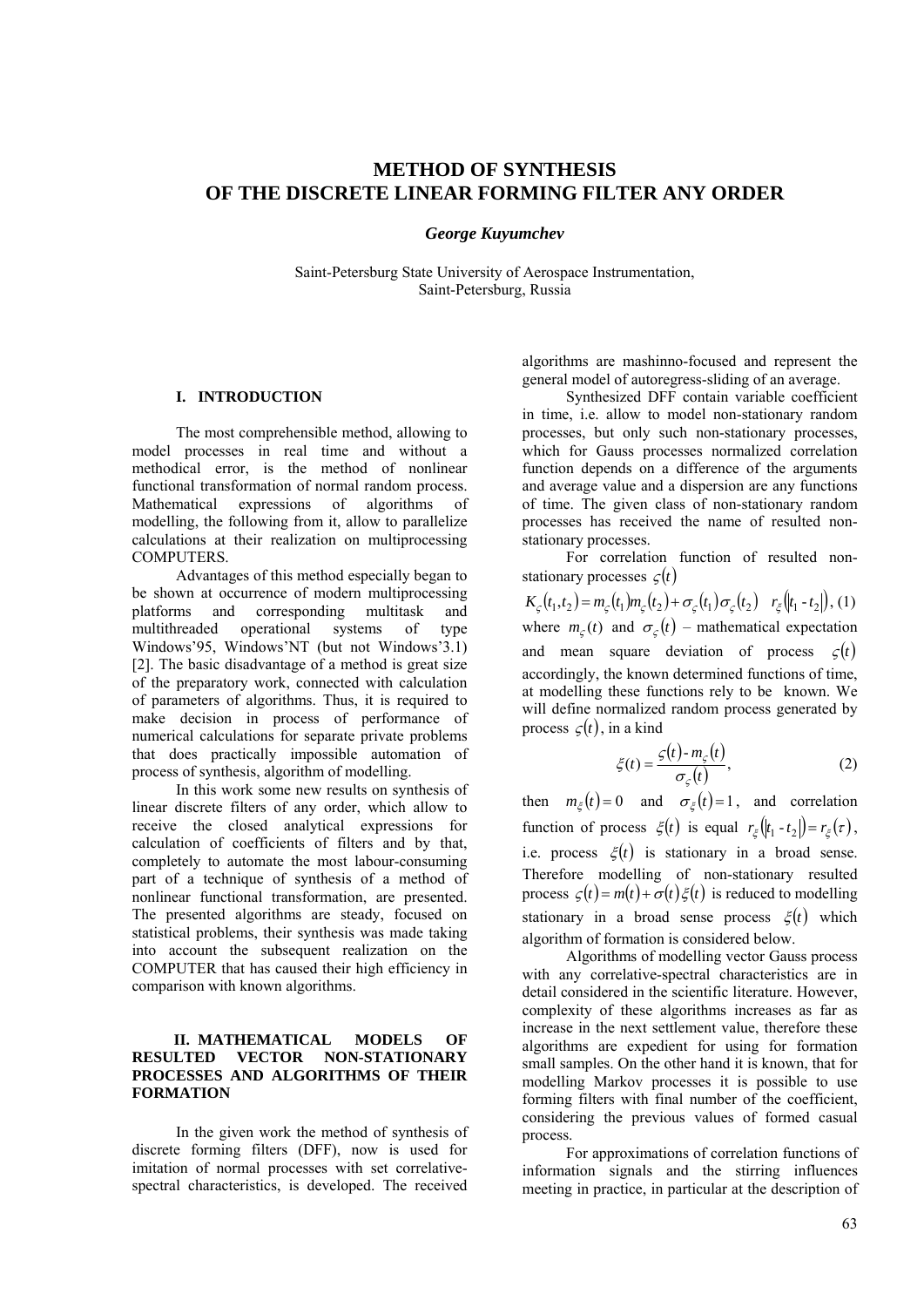# METHOD OF SYNTHESIS OF THE DISCRETE LINEAR FORMING FILTER ANY ORDER

***George Kuyumchev***

Saint-Petersburg State University of Aerospace Instrumentation, Saint-Petersburg, Russia

## I. INTRODUCTION

The most comprehensible method, allowing to model processes in real time and without a methodical error, is the method of nonlinear functional transformation of normal random process. Mathematical expressions of algorithms of modelling, the following from it, allow to parallelize calculations at their realization on multiprocessing COMPUTERS.

Advantages of this method especially began to be shown at occurrence of modern multiprocessing platforms and corresponding multitask and multithreaded operational systems of type Windows'95, Windows'NT (but not Windows'3.1) [2]. The basic disadvantage of a method is great size of the preparatory work, connected with calculation of parameters of algorithms. Thus, it is required to make decision in process of performance of numerical calculations for separate private problems that does practically impossible automation of process of synthesis, algorithm of modelling.

In this work some new results on synthesis of linear discrete filters of any order, which allow to receive the closed analytical expressions for calculation of coefficients of filters and by that, completely to automate the most labour-consuming part of a technique of synthesis of a method of nonlinear functional transformation, are presented. The presented algorithms are steady, focused on statistical problems, their synthesis was made taking into account the subsequent realization on the COMPUTER that has caused their high efficiency in comparison with known algorithms.

## II. MATHEMATICAL MODELS OF RESULTED VECTOR NON-STATIONARY PROCESSES AND ALGORITHMS OF THEIR FORMATION

In the given work the method of synthesis of discrete forming filters (DFF), now is used for imitation of normal processes with set correlative-spectral characteristics, is developed. The received algorithms are mashinno-focused and represent the general model of autoregress-sliding of an average.

Synthesized DFF contain variable coefficient in time, i.e. allow to model non-stationary random processes, but only such non-stationary processes, which for Gauss processes normalized correlation function depends on a difference of the arguments and average value and a dispersion are any functions of time. The given class of non-stationary random processes has received the name of resulted non-stationary processes.

For correlation function of resulted non-stationary processes $\varsigma(t)$

$$K_{\varsigma}(t_1,t_2) = m_{\varsigma}(t_1)m_{\varsigma}(t_2) + \sigma_{\varsigma}(t_1)\sigma_{\varsigma}(t_2) \quad r_{\xi}(|t_1 - t_2|), \tag{1}$$

where $m_{\varsigma}(t)$ and $\sigma_{\varsigma}(t)$ – mathematical expectation and mean square deviation of process $\varsigma(t)$ accordingly, the known determined functions of time, at modelling these functions rely to be known. We will define normalized random process generated by process $\varsigma(t)$, in a kind

$$\xi(t) = \frac{\varsigma(t) - m_{\varsigma}(t)}{\sigma_{\varsigma}(t)}, \tag{2}$$

then $m_{\xi}(t) = 0$ and $\sigma_{\xi}(t) = 1$, and correlation function of process $\xi(t)$ is equal $r_{\xi}(|t_1 - t_2|) = r_{\xi}(\tau)$, i.e. process $\xi(t)$ is stationary in a broad sense. Therefore modelling of non-stationary resulted process $\varsigma(t) = m(t) + \sigma(t)\xi(t)$ is reduced to modelling stationary in a broad sense process $\xi(t)$ which algorithm of formation is considered below.

Algorithms of modelling vector Gauss process with any correlative-spectral characteristics are in detail considered in the scientific literature. However, complexity of these algorithms increases as far as increase in the next settlement value, therefore these algorithms are expedient for using for formation small samples. On the other hand it is known, that for modelling Markov processes it is possible to use forming filters with final number of the coefficient, considering the previous values of formed casual process.

For approximations of correlation functions of information signals and the stirring influences meeting in practice, in particular at the description of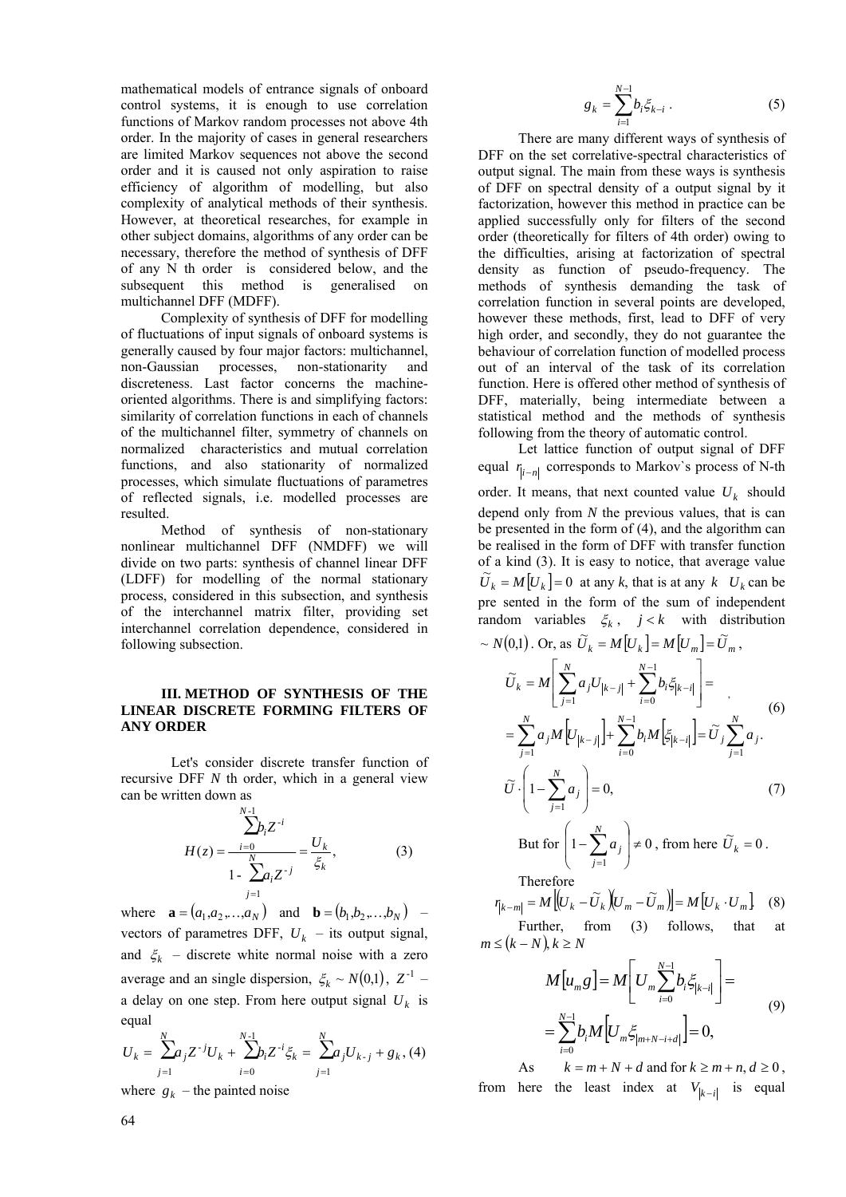mathematical models of entrance signals of onboard control systems, it is enough to use correlation functions of Markov random processes not above 4th order. In the majority of cases in general researchers are limited Markov sequences not above the second order and it is caused not only aspiration to raise efficiency of algorithm of modelling, but also complexity of analytical methods of their synthesis. However, at theoretical researches, for example in other subject domains, algorithms of any order can be necessary, therefore the method of synthesis of DFF of any N th order is considered below, and the subsequent this method is generalised on multichannel DFF (MDFF).

Complexity of synthesis of DFF for modelling of fluctuations of input signals of onboard systems is generally caused by four major factors: multichannel, non-Gaussian processes, non-stationarity and discreteness. Last factor concerns the machine-oriented algorithms. There is and simplifying factors: similarity of correlation functions in each of channels of the multichannel filter, symmetry of channels on normalized characteristics and mutual correlation functions, and also stationarity of normalized processes, which simulate fluctuations of parametres of reflected signals, i.e. modelled processes are resulted.

Method of synthesis of non-stationary nonlinear multichannel DFF (NMDFF) we will divide on two parts: synthesis of channel linear DFF (LDFF) for modelling of the normal stationary process, considered in this subsection, and synthesis of the interchannel matrix filter, providing set interchannel correlation dependence, considered in following subsection.

## III. METHOD OF SYNTHESIS OF THE LINEAR DISCRETE FORMING FILTERS OF ANY ORDER

Let's consider discrete transfer function of recursive DFF $N$ th order, which in a general view can be written down as

$$H(z) = \frac{\sum_{i=0}^{N-1} b_i Z^{-i}}{1 - \sum_{j=1}^{N} a_i Z^{-j}} = \frac{U_k}{\xi_k}, \qquad (3)$$

where $\mathbf{a} = (a_1, a_2, \ldots, a_N)$ and $\mathbf{b} = (b_1, b_2, \ldots, b_N)$ – vectors of parametres DFF, $U_k$ – its output signal, and $\xi_k$ – discrete white normal noise with a zero average and an single dispersion, $\xi_k \sim N(0,1)$, $Z^{-1}$ – a delay on one step. From here output signal $U_k$ is equal

$$U_k = \sum_{j=1}^{N} a_j Z^{-j} U_k + \sum_{i=0}^{N-1} b_i Z^{-i} \xi_k = \sum_{j=1}^{N} a_j U_{k-j} + g_k, \quad (4)$$

where $g_k$ – the painted noise

$$g_k = \sum_{i=1}^{N-1} b_i \xi_{k-i}. \qquad (5)$$

There are many different ways of synthesis of DFF on the set correlative-spectral characteristics of output signal. The main from these ways is synthesis of DFF on spectral density of a output signal by it factorization, however this method in practice can be applied successfully only for filters of the second order (theoretically for filters of 4th order) owing to the difficulties, arising at factorization of spectral density as function of pseudo-frequency. The methods of synthesis demanding the task of correlation function in several points are developed, however these methods, first, lead to DFF of very high order, and secondly, they do not guarantee the behaviour of correlation function of modelled process out of an interval of the task of its correlation function. Here is offered other method of synthesis of DFF, materially, being intermediate between a statistical method and the methods of synthesis following from the theory of automatic control.

Let lattice function of output signal of DFF equal $r_{|i-n|}$ corresponds to Markov`s process of N-th order. It means, that next counted value $U_k$ should depend only from $N$ the previous values, that is can be presented in the form of (4), and the algorithm can be realised in the form of DFF with transfer function of a kind (3). It is easy to notice, that average value $\widetilde{U}_k = M[U_k] = 0$ at any $k$, that is at any $k$ $U_k$ can be pre sented in the form of the sum of independent random variables $\xi_k$, $j < k$ with distribution $\sim N(0,1)$. Or, as $\widetilde{U}_k = M[U_k] = M[U_m] = \widetilde{U}_m$,

$$\begin{aligned} \widetilde{U}_k &= M\left[\sum_{j=1}^{N} a_j U_{|k-j|} + \sum_{i=0}^{N-1} b_i \xi_{|k-i|}\right] = \\ &= \sum_{j=1}^{N} a_j M\left[U_{|k-j|}\right] + \sum_{i=0}^{N-1} b_i M\left[\xi_{|k-i|}\right] = \widetilde{U}_j \sum_{j=1}^{N} a_j. \end{aligned} \qquad (6)$$

$$\widetilde{U} \cdot \left(1 - \sum_{j=1}^{N} a_j\right) = 0, \qquad (7)$$

But for $\left(1 - \sum_{j=1}^{N} a_j\right) \neq 0$, from here $\widetilde{U}_k = 0$.

Therefore

$$r_{|k-m|} = M\left[\left(U_k - \widetilde{U}_k\right)\left(U_m - \widetilde{U}_m\right)\right] = M\left[U_k \cdot U_m\right]. \quad (8)$$

Further, from (3) follows, that at $m \le (k - N), k \ge N$

$$\begin{aligned} M[u_m g] &= M\left[U_m \sum_{i=0}^{N-1} b_i \xi_{|k-i|}\right] = \\ &= \sum_{i=0}^{N-1} b_i M\left[U_m \xi_{|m+N-i+d|}\right] = 0, \end{aligned} \qquad (9)$$

As $k = m + N + d$ and for $k \ge m + n, d \ge 0$, from here the least index at $V_{|k-i|}$ is equal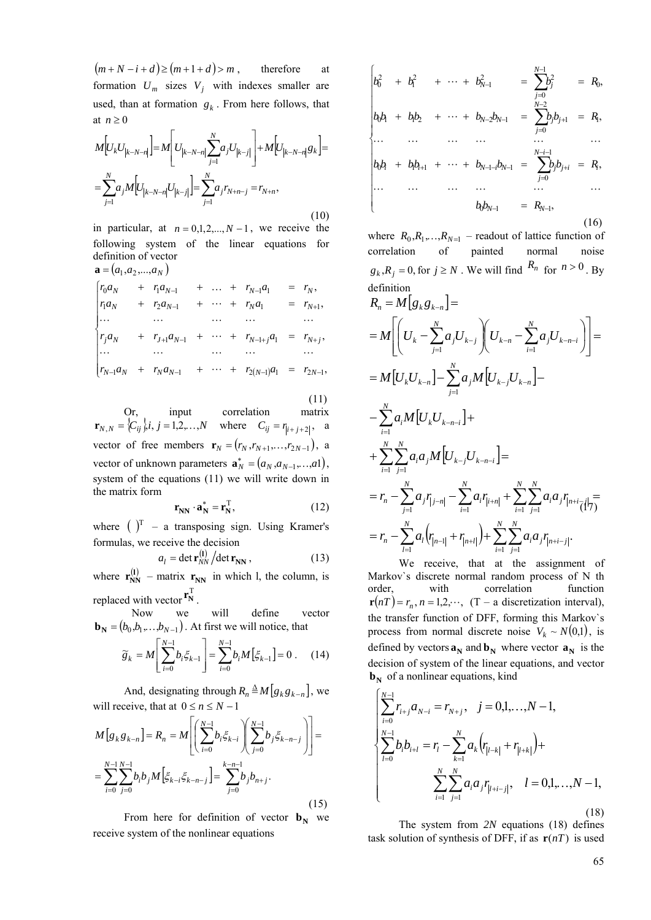$(m+N-i+d) \geq (m+1+d) > m$, therefore at formation $U_m$ sizes $V_j$ with indexes smaller are used, than at formation $g_k$. From here follows, that at $n \geq 0$

$$M\left[U_k U_{|k-N-n|}\right] = M\left[U_{|k-N-n|}\sum_{j=1}^{N} a_j U_{|k-j|}\right] + M\left[U_{|k-N-n|} g_k\right] =$$
$$= \sum_{j=1}^{N} a_j M\left[U_{|k-N-n|} U_{|k-j|}\right] = \sum_{j=1}^{N} a_j r_{N+n-j} = r_{N+n}, \tag{10}$$

in particular, at $n = 0,1,2,...,N-1$, we receive the following system of the linear equations for definition of vector $\mathbf{a} = (a_1, a_2, ..., a_N)$

$$\begin{cases} r_0 a_N & + \; r_1 a_{N-1} & + \; \ldots \; + \; r_{N-1} a_1 & = r_N, \\ r_1 a_N & + \; r_2 a_{N-1} & + \; \cdots \; + \; r_N a_1 & = r_{N+1}, \\ \cdots & \cdots & \cdots \quad \cdots & \cdots \\ r_j a_N & + \; r_{J+1} a_{N-1} & + \; \cdots \; + \; r_{N-1+j} a_1 & = r_{N+j}, \\ \cdots & \cdots & \cdots \quad \cdots & \cdots \\ r_{N-1} a_N & + \; r_N a_{N-1} & + \; \cdots \; + \; r_{2(N-1)} a_1 & = r_{2N-1}, \end{cases} \tag{11}$$

Or, input correlation matrix $\mathbf{r}_{N,N} = \{C_{ij}\}, i,j = 1,2,\ldots,N$ where $C_{ij} = r_{|i+j+2|}$, a vector of free members $\mathbf{r}_N = (r_N, r_{N+1}, \ldots, r_{2N-1})$, a vector of unknown parameters $\mathbf{a}_N^* = (a_N, a_{N-1}, \ldots, a1)$, system of the equations (11) we will write down in the matrix form

$$\mathbf{r_{NN}} \cdot \mathbf{a_N^*} = \mathbf{r_N^T}, \tag{12}$$

where $(\;)^{\mathrm{T}}$ – a transposing sign. Using Kramer's formulas, we receive the decision

$$a_l = \det \mathbf{r}_{NN}^{(\mathbf{l})} / \det \mathbf{r_{NN}}, \tag{13}$$

where $\mathbf{r_{NN}^{(l)}}$ – matrix $\mathbf{r_{NN}}$ in which l, the column, is replaced with vector $\mathbf{r_N^T}$.

Now we will define vector $\mathbf{b_N} = (b_0, b_1, \ldots, b_{N-1})$. At first we will notice, that

$$\widetilde{g}_k = M\left[\sum_{i=0}^{N-1} b_i \xi_{k-1}\right] = \sum_{i=0}^{N-1} b_i M\left[\xi_{k-1}\right] = 0. \tag{14}$$

And, designating through $R_n \triangleq M[g_k g_{k-n}]$, we will receive, that at $0 \leq n \leq N-1$

$$M[g_k g_{k-n}] = R_n = M\left[\left(\sum_{i=0}^{N-1} b_i \xi_{k-i}\right)\left(\sum_{j=0}^{N-1} b_j \xi_{k-n-j}\right)\right] =$$
$$= \sum_{i=0}^{N-1}\sum_{j=0}^{N-1} b_i b_j M\left[\xi_{k-i}\xi_{k-n-j}\right] = \sum_{j=0}^{k-n-1} b_j b_{n+j}. \tag{15}$$

From here for definition of vector $\mathbf{b_N}$ we receive system of the nonlinear equations

$$\begin{cases} b_0^2 & + \; b_1^2 & + \; \cdots \; + \; b_{N-1}^2 & = \sum_{j=0}^{N-1} b_j^2 & = R_0, \\ b_0 b_1 & + \; b_1 b_2 & + \; \cdots \; + \; b_{N-2} b_{N-1} & = \sum_{j=0}^{N-2} b_j b_{j+1} & = R_1, \\ \cdots & \cdots & \cdots \quad \cdots & \cdots & \cdots \\ b_0 b_i & + \; b_1 b_{i+1} & + \; \cdots \; + \; b_{N-1-i} b_{N-1} & = \sum_{j=0}^{N-i-1} b_j b_{j+i} & = R_i, \\ \cdots & \cdots & \cdots \quad \cdots & \cdots & \cdots \\ & & b_0 b_{N-1} & = R_{N-1}, & \end{cases} \tag{16}$$

where $R_0, R_1, \ldots, R_{N=1}$ – readout of lattice function of correlation of painted normal noise $g_k, R_j = 0$, for $j \geq N$. We will find $R_n$ for $n > 0$. By definition

$$R_n = M[g_k g_{k-n}] =$$
$$= M\left[\left(U_k - \sum_{j=1}^{N} a_j U_{k-j}\right)\left(U_{k-n} - \sum_{i=1}^{N} a_j U_{k-n-i}\right)\right] =$$
$$= M[U_k U_{k-n}] - \sum_{j=1}^{N} a_j M[U_{k-j} U_{k-n}] -$$
$$- \sum_{i=1}^{N} a_i M[U_k U_{k-n-i}] +$$
$$+ \sum_{i=1}^{N}\sum_{j=1}^{N} a_i a_j M[U_{k-j} U_{k-n-i}] =$$
$$= r_n - \sum_{j=1}^{N} a_j r_{|j-n|} - \sum_{i=1}^{N} a_i r_{|i+n|} + \sum_{i=1}^{N}\sum_{j=1}^{N} a_i a_j r_{|n+i-j|} =$$
$$= r_n - \sum_{l=1}^{N} a_l \left(r_{|n-l|} + r_{|n+l|}\right) + \sum_{i=1}^{N}\sum_{j=1}^{N} a_i a_j r_{|n+i-j|}. \tag{17}$$

We receive, that at the assignment of Markov`s discrete normal random process of N th order, with correlation function $\mathbf{r}(nT) = r_n, n = 1,2,\cdots,$ (T – a discretization interval), the transfer function of DFF, forming this Markov`s process from normal discrete noise $V_k \sim N(0,1)$, is defined by vectors $\mathbf{a_N}$ and $\mathbf{b_N}$ where vector $\mathbf{a_N}$ is the decision of system of the linear equations, and vector $\mathbf{b_N}$ of a nonlinear equations, kind

$$\begin{cases} \sum_{i=0}^{N-1} r_{i+j} a_{N-i} = r_{N+j}, \quad j = 0,1,\ldots,N-1, \\ \sum_{l=0}^{N-1} b_i b_{i+l} = r_l - \sum_{k=1}^{N} a_k \left(r_{|l-k|} + r_{|l+k|}\right) + \\ \qquad \sum_{i=1}^{N}\sum_{j=1}^{N} a_i a_j r_{|l+i-j|}, \quad l = 0,1,\ldots,N-1, \end{cases} \tag{18}$$

The system from *2N* equations (18) defines task solution of synthesis of DFF, if as $\mathbf{r}(nT)$ is used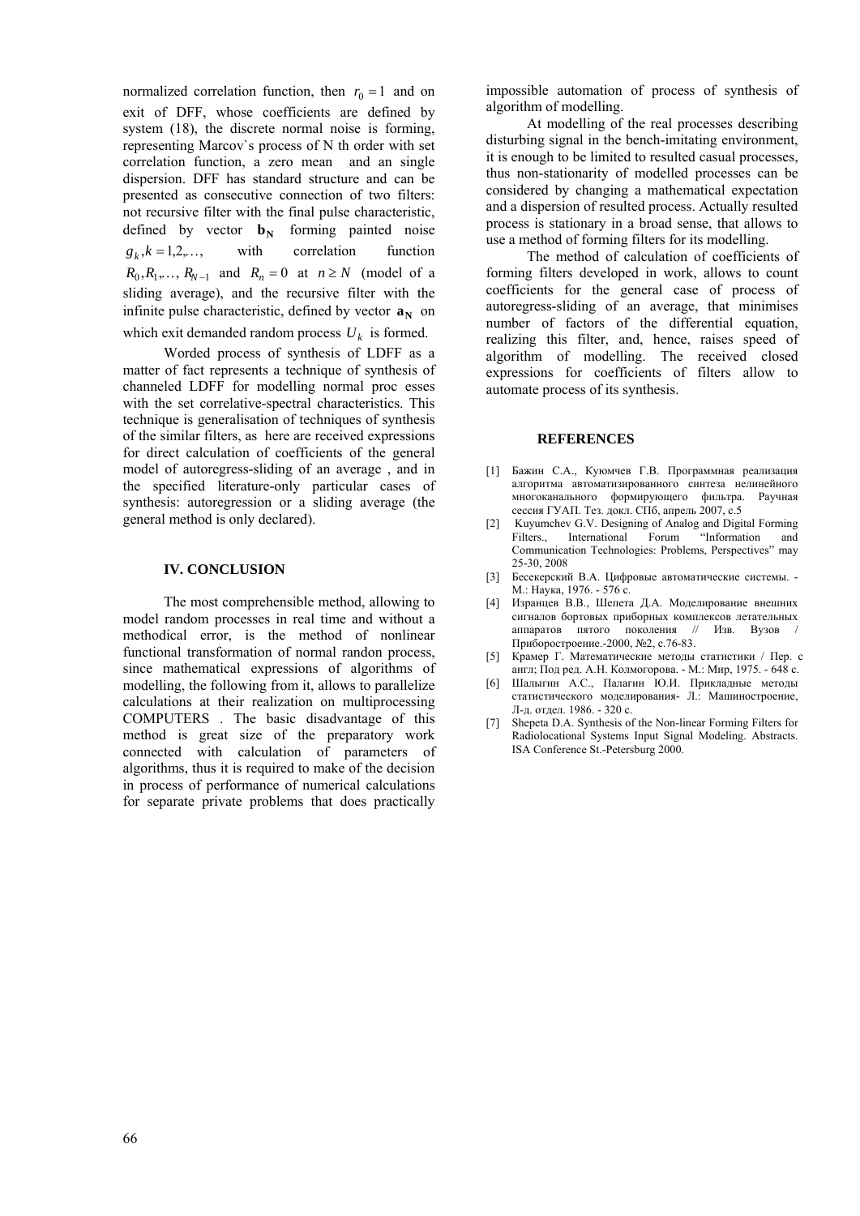normalized correlation function, then $r_0 = 1$ and on exit of DFF, whose coefficients are defined by system (18), the discrete normal noise is forming, representing Marcov`s process of N th order with set correlation function, a zero mean and an single dispersion. DFF has standard structure and can be presented as consecutive connection of two filters: not recursive filter with the final pulse characteristic, defined by vector $\mathbf{b_N}$ forming painted noise $g_k, k = 1,2,\ldots,$ with correlation function $R_0, R_1, \ldots, R_{N-1}$ and $R_n = 0$ at $n \geq N$ (model of a sliding average), and the recursive filter with the infinite pulse characteristic, defined by vector $\mathbf{a_N}$ on which exit demanded random process $U_k$ is formed.

Worded process of synthesis of LDFF as a matter of fact represents a technique of synthesis of channeled LDFF for modelling normal proc esses with the set correlative-spectral characteristics. This technique is generalisation of techniques of synthesis of the similar filters, as here are received expressions for direct calculation of coefficients of the general model of autoregress-sliding of an average , and in the specified literature-only particular cases of synthesis: autoregression or a sliding average (the general method is only declared).

## IV. CONCLUSION

The most comprehensible method, allowing to model random processes in real time and without a methodical error, is the method of nonlinear functional transformation of normal randon process, since mathematical expressions of algorithms of modelling, the following from it, allows to parallelize calculations at their realization on multiprocessing COMPUTERS . The basic disadvantage of this method is great size of the preparatory work connected with calculation of parameters of algorithms, thus it is required to make of the decision in process of performance of numerical calculations for separate private problems that does practically impossible automation of process of synthesis of algorithm of modelling.

At modelling of the real processes describing disturbing signal in the bench-imitating environment, it is enough to be limited to resulted casual processes, thus non-stationarity of modelled processes can be considered by changing a mathematical expectation and a dispersion of resulted process. Actually resulted process is stationary in a broad sense, that allows to use a method of forming filters for its modelling.

The method of calculation of coefficients of forming filters developed in work, allows to count coefficients for the general case of process of autoregress-sliding of an average, that minimises number of factors of the differential equation, realizing this filter, and, hence, raises speed of algorithm of modelling. The received closed expressions for coefficients of filters allow to automate process of its synthesis.

## REFERENCES

[1] Бажин С.А., Куюмчев Г.В. Программная реализация алгоритма автоматизированного синтеза нелинейного многоканального формирующего фильтра. Раучная сессия ГУАП. Тез. докл. СПб, апрель 2007, с.5

[2] Kuyumchev G.V. Designing of Analog and Digital Forming Filters., International Forum "Information and Communication Technologies: Problems, Perspectives" may 25-30, 2008

[3] Бесекерский В.А. Цифровые автоматические системы. - М.: Наука, 1976. - 576 с.

[4] Изранцев В.В., Шепета Д.А. Моделирование внешних сигналов бортовых приборных комплексов летательных аппаратов пятого поколения // Изв. Вузов / Приборостроение.-2000, №2, с.76-83.

[5] Крамер Г. Математические методы статистики / Пер. с англ; Под ред. А.Н. Колмогорова. - М.: Мир, 1975. - 648 с.

[6] Шалыгин А.С., Палагин Ю.И. Прикладные методы статистического моделирования- Л.: Машиностроение, Л-д. отдел. 1986. - 320 с.

[7] Shepeta D.A. Synthesis of the Non-linear Forming Filters for Radiolocational Systems Input Signal Modeling. Abstracts. ISA Conference St.-Petersburg 2000.